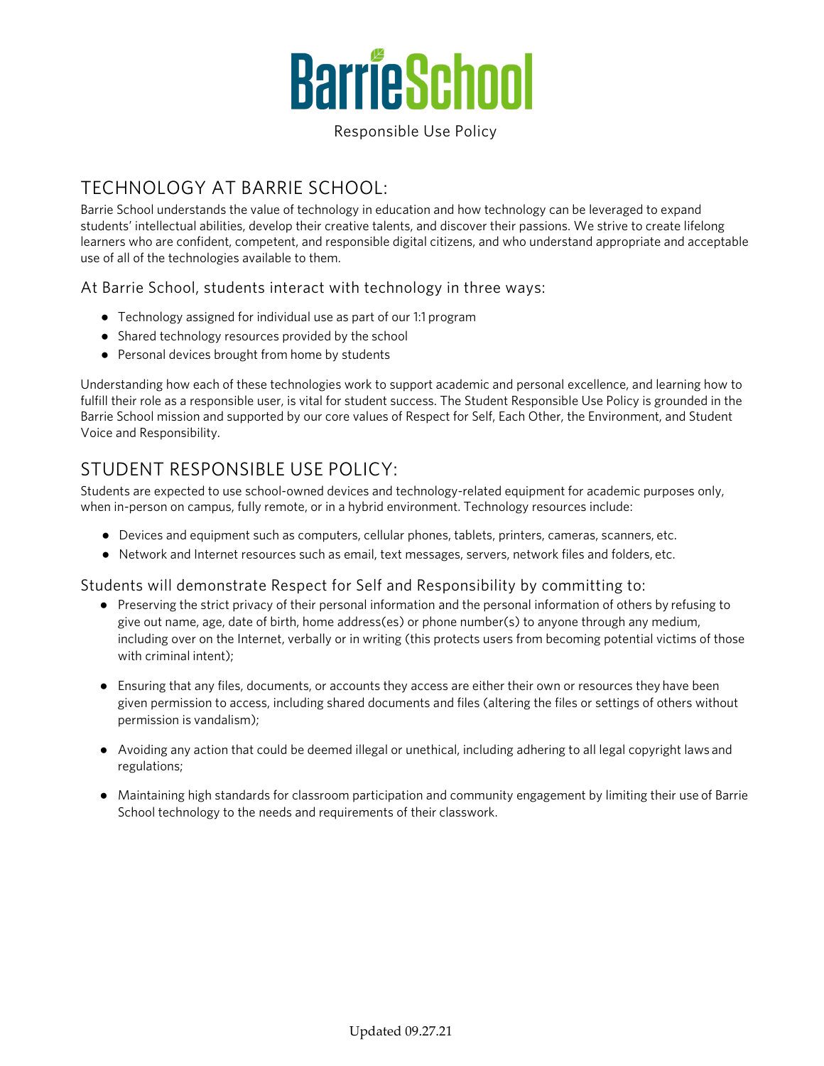# Barrie School

Responsible Use Policy

## TECHNOLOGY AT BARRIE SCHOOL:

Barrie School understands the value of technology in education and how technology can be leveraged to expand students' intellectual abilities, develop their creative talents, and discover their passions. We strive to create lifelong learners who are confident, competent, and responsible digital citizens, and who understand appropriate and acceptable use of all of the technologies available to them.

### At Barrie School, students interact with technology in three ways:

- Technology assigned for individual use as part of our 1:1 program
- Shared technology resources provided by the school
- Personal devices brought from home by students

Understanding how each of these technologies work to support academic and personal excellence, and learning how to fulfill their role as a responsible user, is vital for student success. The Student Responsible Use Policy is grounded in the Barrie School mission and supported by our core values of Respect for Self, Each Other, the Environment, and Student Voice and Responsibility.

## STUDENT RESPONSIBLE USE POLICY:

Students are expected to use school-owned devices and technology-related equipment for academic purposes only, when in-person on campus, fully remote, or in a hybrid environment. Technology resources include:

- Devices and equipment such as computers, cellular phones, tablets, printers, cameras, scanners, etc.
- Network and Internet resources such as email, text messages, servers, network files and folders, etc.

### Students will demonstrate Respect for Self and Responsibility by committing to:

- Preserving the strict privacy of their personal information and the personal information of others by refusing to give out name, age, date of birth, home address(es) or phone number(s) to anyone through any medium, including over on the Internet, verbally or in writing (this protects users from becoming potential victims of those with criminal intent);

- Ensuring that any files, documents, or accounts they access are either their own or resources they have been given permission to access, including shared documents and files (altering the files or settings of others without permission is vandalism);

- Avoiding any action that could be deemed illegal or unethical, including adhering to all legal copyright laws and regulations;

- Maintaining high standards for classroom participation and community engagement by limiting their use of Barrie School technology to the needs and requirements of their classwork.

Updated 09.27.21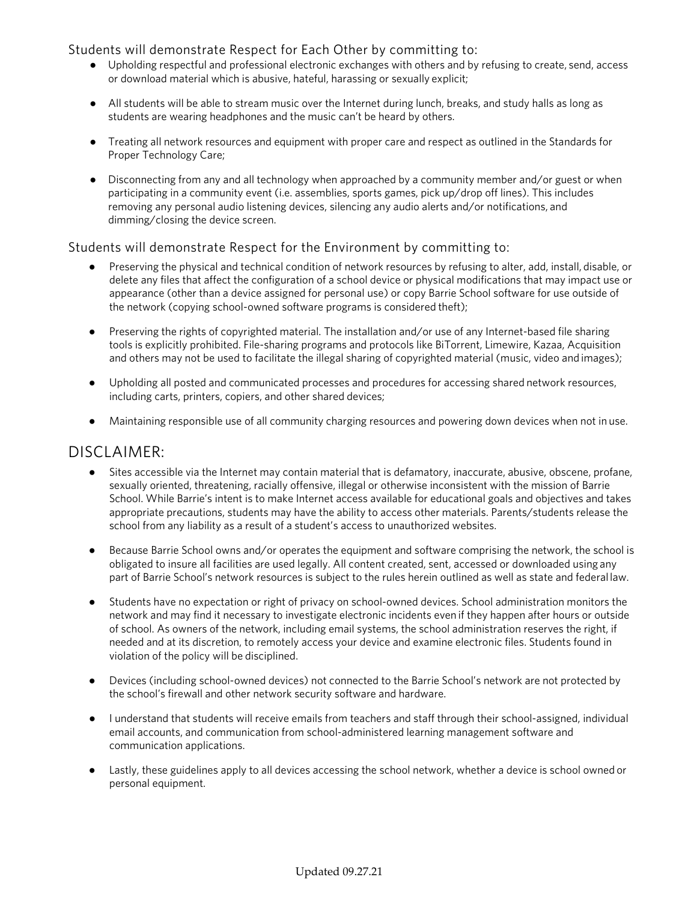Students will demonstrate Respect for Each Other by committing to:

- Upholding respectful and professional electronic exchanges with others and by refusing to create, send, access or download material which is abusive, hateful, harassing or sexually explicit;
- All students will be able to stream music over the Internet during lunch, breaks, and study halls as long as students are wearing headphones and the music can't be heard by others.
- Treating all network resources and equipment with proper care and respect as outlined in the Standards for Proper Technology Care;
- Disconnecting from any and all technology when approached by a community member and/or guest or when participating in a community event (i.e. assemblies, sports games, pick up/drop off lines). This includes removing any personal audio listening devices, silencing any audio alerts and/or notifications, and dimming/closing the device screen.

Students will demonstrate Respect for the Environment by committing to:

- Preserving the physical and technical condition of network resources by refusing to alter, add, install, disable, or delete any files that affect the configuration of a school device or physical modifications that may impact use or appearance (other than a device assigned for personal use) or copy Barrie School software for use outside of the network (copying school-owned software programs is considered theft);
- Preserving the rights of copyrighted material. The installation and/or use of any Internet-based file sharing tools is explicitly prohibited. File-sharing programs and protocols like BiTorrent, Limewire, Kazaa, Acquisition and others may not be used to facilitate the illegal sharing of copyrighted material (music, video and images);
- Upholding all posted and communicated processes and procedures for accessing shared network resources, including carts, printers, copiers, and other shared devices;
- Maintaining responsible use of all community charging resources and powering down devices when not in use.

## DISCLAIMER:

- Sites accessible via the Internet may contain material that is defamatory, inaccurate, abusive, obscene, profane, sexually oriented, threatening, racially offensive, illegal or otherwise inconsistent with the mission of Barrie School. While Barrie's intent is to make Internet access available for educational goals and objectives and takes appropriate precautions, students may have the ability to access other materials. Parents/students release the school from any liability as a result of a student's access to unauthorized websites.
- Because Barrie School owns and/or operates the equipment and software comprising the network, the school is obligated to insure all facilities are used legally. All content created, sent, accessed or downloaded using any part of Barrie School's network resources is subject to the rules herein outlined as well as state and federal law.
- Students have no expectation or right of privacy on school-owned devices. School administration monitors the network and may find it necessary to investigate electronic incidents even if they happen after hours or outside of school. As owners of the network, including email systems, the school administration reserves the right, if needed and at its discretion, to remotely access your device and examine electronic files. Students found in violation of the policy will be disciplined.
- Devices (including school-owned devices) not connected to the Barrie School's network are not protected by the school's firewall and other network security software and hardware.
- I understand that students will receive emails from teachers and staff through their school-assigned, individual email accounts, and communication from school-administered learning management software and communication applications.
- Lastly, these guidelines apply to all devices accessing the school network, whether a device is school owned or personal equipment.

Updated 09.27.21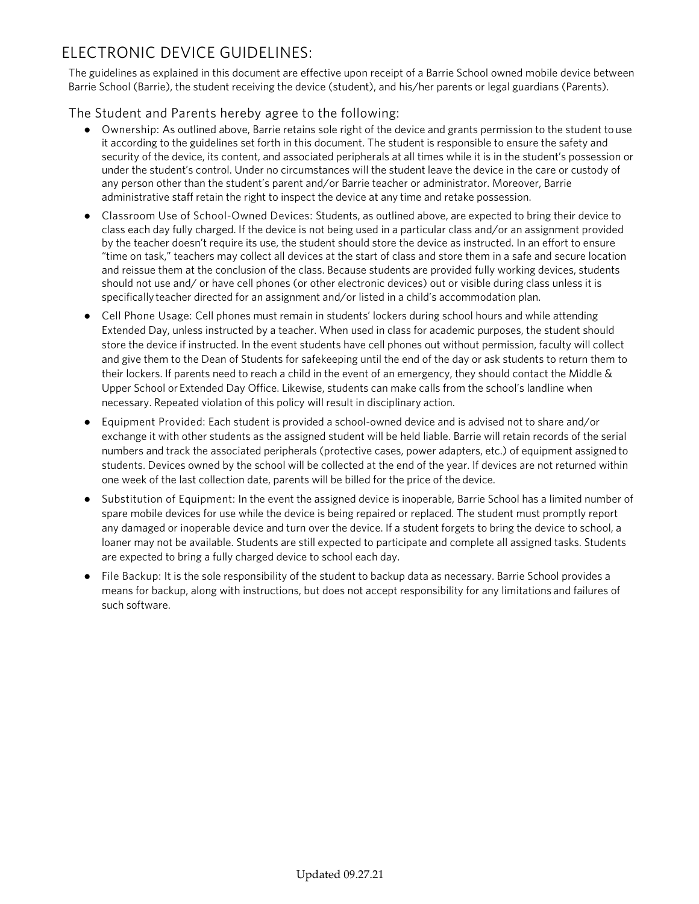## ELECTRONIC DEVICE GUIDELINES:

The guidelines as explained in this document are effective upon receipt of a Barrie School owned mobile device between Barrie School (Barrie), the student receiving the device (student), and his/her parents or legal guardians (Parents).

### The Student and Parents hereby agree to the following:

- Ownership: As outlined above, Barrie retains sole right of the device and grants permission to the student to use it according to the guidelines set forth in this document. The student is responsible to ensure the safety and security of the device, its content, and associated peripherals at all times while it is in the student's possession or under the student's control. Under no circumstances will the student leave the device in the care or custody of any person other than the student's parent and/or Barrie teacher or administrator. Moreover, Barrie administrative staff retain the right to inspect the device at any time and retake possession.
- Classroom Use of School-Owned Devices: Students, as outlined above, are expected to bring their device to class each day fully charged. If the device is not being used in a particular class and/or an assignment provided by the teacher doesn't require its use, the student should store the device as instructed. In an effort to ensure "time on task," teachers may collect all devices at the start of class and store them in a safe and secure location and reissue them at the conclusion of the class. Because students are provided fully working devices, students should not use and/ or have cell phones (or other electronic devices) out or visible during class unless it is specifically teacher directed for an assignment and/or listed in a child's accommodation plan.
- Cell Phone Usage: Cell phones must remain in students' lockers during school hours and while attending Extended Day, unless instructed by a teacher. When used in class for academic purposes, the student should store the device if instructed. In the event students have cell phones out without permission, faculty will collect and give them to the Dean of Students for safekeeping until the end of the day or ask students to return them to their lockers. If parents need to reach a child in the event of an emergency, they should contact the Middle & Upper School or Extended Day Office. Likewise, students can make calls from the school's landline when necessary. Repeated violation of this policy will result in disciplinary action.
- Equipment Provided: Each student is provided a school-owned device and is advised not to share and/or exchange it with other students as the assigned student will be held liable. Barrie will retain records of the serial numbers and track the associated peripherals (protective cases, power adapters, etc.) of equipment assigned to students. Devices owned by the school will be collected at the end of the year. If devices are not returned within one week of the last collection date, parents will be billed for the price of the device.
- Substitution of Equipment: In the event the assigned device is inoperable, Barrie School has a limited number of spare mobile devices for use while the device is being repaired or replaced. The student must promptly report any damaged or inoperable device and turn over the device. If a student forgets to bring the device to school, a loaner may not be available. Students are still expected to participate and complete all assigned tasks. Students are expected to bring a fully charged device to school each day.
- File Backup: It is the sole responsibility of the student to backup data as necessary. Barrie School provides a means for backup, along with instructions, but does not accept responsibility for any limitations and failures of such software.

Updated 09.27.21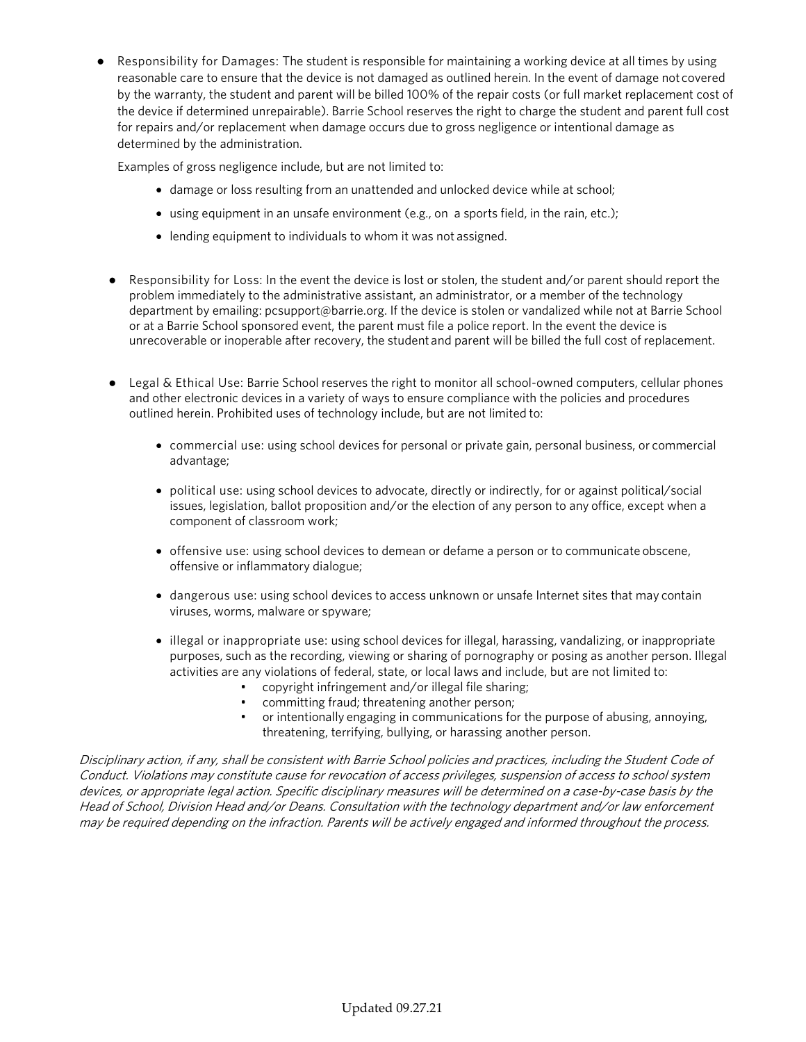- Responsibility for Damages: The student is responsible for maintaining a working device at all times by using reasonable care to ensure that the device is not damaged as outlined herein. In the event of damage not covered by the warranty, the student and parent will be billed 100% of the repair costs (or full market replacement cost of the device if determined unrepairable). Barrie School reserves the right to charge the student and parent full cost for repairs and/or replacement when damage occurs due to gross negligence or intentional damage as determined by the administration.

  Examples of gross negligence include, but are not limited to:

  - damage or loss resulting from an unattended and unlocked device while at school;
  - using equipment in an unsafe environment (e.g., on a sports field, in the rain, etc.);
  - lending equipment to individuals to whom it was not assigned.

- Responsibility for Loss: In the event the device is lost or stolen, the student and/or parent should report the problem immediately to the administrative assistant, an administrator, or a member of the technology department by emailing: pcsupport@barrie.org. If the device is stolen or vandalized while not at Barrie School or at a Barrie School sponsored event, the parent must file a police report. In the event the device is unrecoverable or inoperable after recovery, the student and parent will be billed the full cost of replacement.

- Legal & Ethical Use: Barrie School reserves the right to monitor all school-owned computers, cellular phones and other electronic devices in a variety of ways to ensure compliance with the policies and procedures outlined herein. Prohibited uses of technology include, but are not limited to:

  - commercial use: using school devices for personal or private gain, personal business, or commercial advantage;
  - political use: using school devices to advocate, directly or indirectly, for or against political/social issues, legislation, ballot proposition and/or the election of any person to any office, except when a component of classroom work;
  - offensive use: using school devices to demean or defame a person or to communicate obscene, offensive or inflammatory dialogue;
  - dangerous use: using school devices to access unknown or unsafe Internet sites that may contain viruses, worms, malware or spyware;
  - illegal or inappropriate use: using school devices for illegal, harassing, vandalizing, or inappropriate purposes, such as the recording, viewing or sharing of pornography or posing as another person. Illegal activities are any violations of federal, state, or local laws and include, but are not limited to:
    - copyright infringement and/or illegal file sharing;
    - committing fraud; threatening another person;
    - or intentionally engaging in communications for the purpose of abusing, annoying, threatening, terrifying, bullying, or harassing another person.

*Disciplinary action, if any, shall be consistent with Barrie School policies and practices, including the Student Code of Conduct. Violations may constitute cause for revocation of access privileges, suspension of access to school system devices, or appropriate legal action. Specific disciplinary measures will be determined on a case-by-case basis by the Head of School, Division Head and/or Deans. Consultation with the technology department and/or law enforcement may be required depending on the infraction. Parents will be actively engaged and informed throughout the process.*

Updated 09.27.21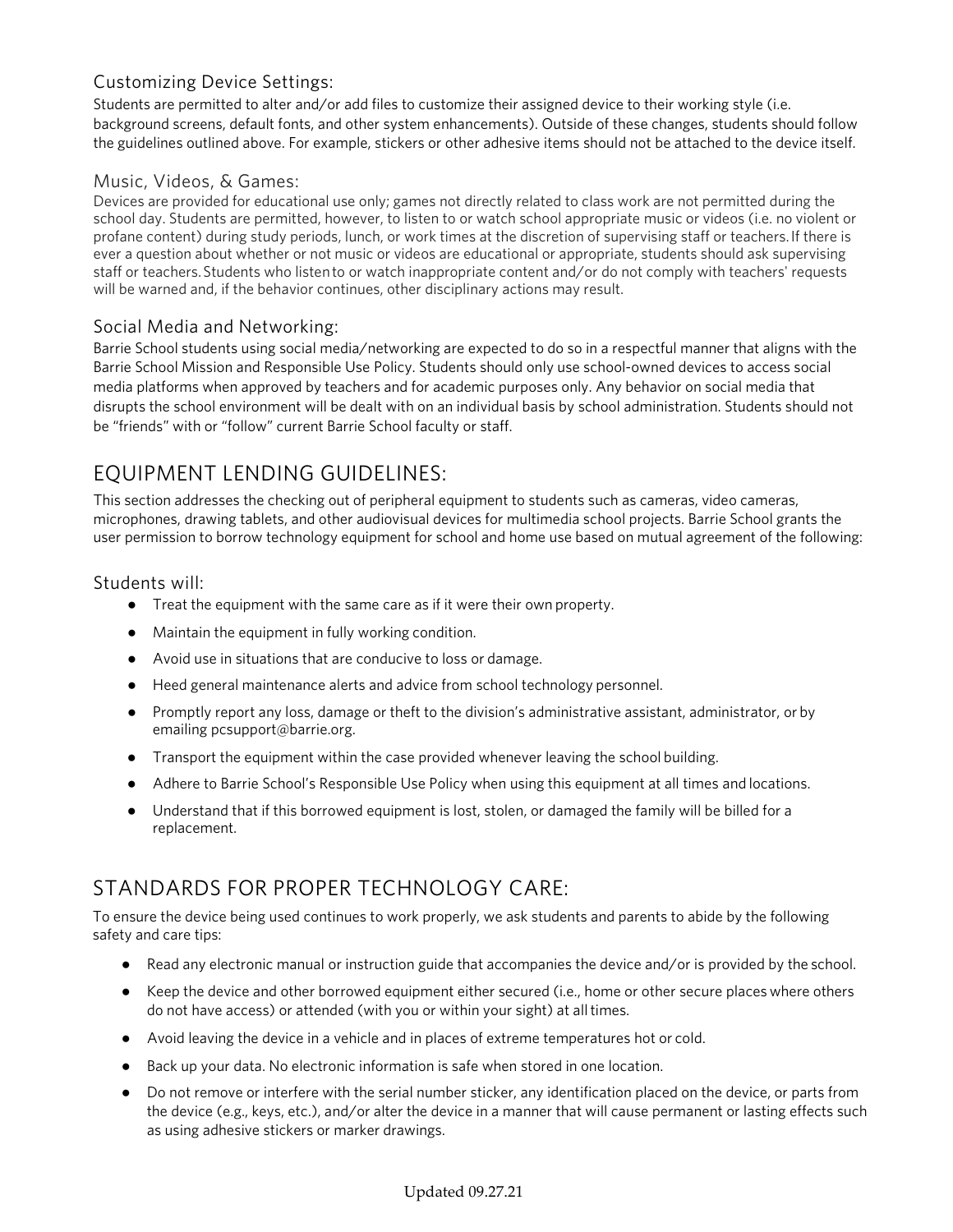### Customizing Device Settings:

Students are permitted to alter and/or add files to customize their assigned device to their working style (i.e. background screens, default fonts, and other system enhancements). Outside of these changes, students should follow the guidelines outlined above. For example, stickers or other adhesive items should not be attached to the device itself.

### Music, Videos, & Games:

Devices are provided for educational use only; games not directly related to class work are not permitted during the school day. Students are permitted, however, to listen to or watch school appropriate music or videos (i.e. no violent or profane content) during study periods, lunch, or work times at the discretion of supervising staff or teachers. If there is ever a question about whether or not music or videos are educational or appropriate, students should ask supervising staff or teachers. Students who listen to or watch inappropriate content and/or do not comply with teachers' requests will be warned and, if the behavior continues, other disciplinary actions may result.

### Social Media and Networking:

Barrie School students using social media/networking are expected to do so in a respectful manner that aligns with the Barrie School Mission and Responsible Use Policy. Students should only use school-owned devices to access social media platforms when approved by teachers and for academic purposes only. Any behavior on social media that disrupts the school environment will be dealt with on an individual basis by school administration. Students should not be "friends" with or "follow" current Barrie School faculty or staff.

## EQUIPMENT LENDING GUIDELINES:

This section addresses the checking out of peripheral equipment to students such as cameras, video cameras, microphones, drawing tablets, and other audiovisual devices for multimedia school projects. Barrie School grants the user permission to borrow technology equipment for school and home use based on mutual agreement of the following:

### Students will:

- Treat the equipment with the same care as if it were their own property.
- Maintain the equipment in fully working condition.
- Avoid use in situations that are conducive to loss or damage.
- Heed general maintenance alerts and advice from school technology personnel.
- Promptly report any loss, damage or theft to the division's administrative assistant, administrator, or by emailing pcsupport@barrie.org.
- Transport the equipment within the case provided whenever leaving the school building.
- Adhere to Barrie School's Responsible Use Policy when using this equipment at all times and locations.
- Understand that if this borrowed equipment is lost, stolen, or damaged the family will be billed for a replacement.

## STANDARDS FOR PROPER TECHNOLOGY CARE:

To ensure the device being used continues to work properly, we ask students and parents to abide by the following safety and care tips:

- Read any electronic manual or instruction guide that accompanies the device and/or is provided by the school.
- Keep the device and other borrowed equipment either secured (i.e., home or other secure places where others do not have access) or attended (with you or within your sight) at all times.
- Avoid leaving the device in a vehicle and in places of extreme temperatures hot or cold.
- Back up your data. No electronic information is safe when stored in one location.
- Do not remove or interfere with the serial number sticker, any identification placed on the device, or parts from the device (e.g., keys, etc.), and/or alter the device in a manner that will cause permanent or lasting effects such as using adhesive stickers or marker drawings.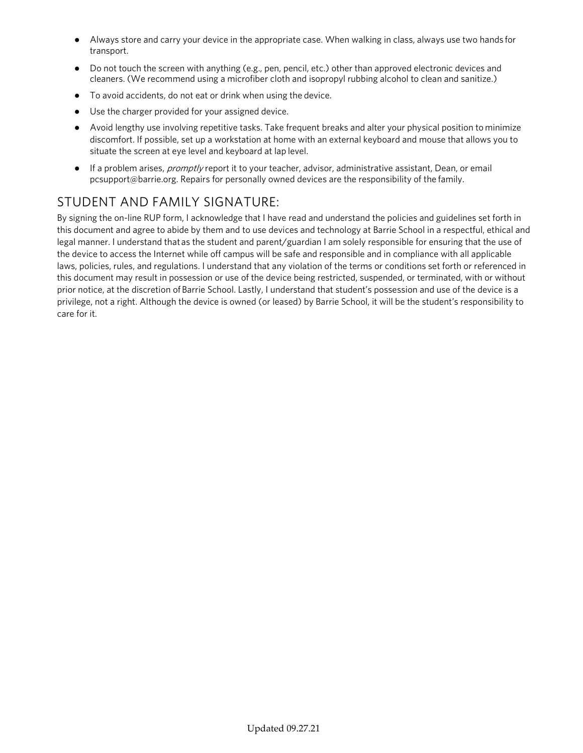- Always store and carry your device in the appropriate case. When walking in class, always use two hands for transport.
- Do not touch the screen with anything (e.g., pen, pencil, etc.) other than approved electronic devices and cleaners. (We recommend using a microfiber cloth and isopropyl rubbing alcohol to clean and sanitize.)
- To avoid accidents, do not eat or drink when using the device.
- Use the charger provided for your assigned device.
- Avoid lengthy use involving repetitive tasks. Take frequent breaks and alter your physical position to minimize discomfort. If possible, set up a workstation at home with an external keyboard and mouse that allows you to situate the screen at eye level and keyboard at lap level.
- If a problem arises, *promptly* report it to your teacher, advisor, administrative assistant, Dean, or email pcsupport@barrie.org. Repairs for personally owned devices are the responsibility of the family.

## STUDENT AND FAMILY SIGNATURE:

By signing the on-line RUP form, I acknowledge that I have read and understand the policies and guidelines set forth in this document and agree to abide by them and to use devices and technology at Barrie School in a respectful, ethical and legal manner. I understand that as the student and parent/guardian I am solely responsible for ensuring that the use of the device to access the Internet while off campus will be safe and responsible and in compliance with all applicable laws, policies, rules, and regulations. I understand that any violation of the terms or conditions set forth or referenced in this document may result in possession or use of the device being restricted, suspended, or terminated, with or without prior notice, at the discretion of Barrie School. Lastly, I understand that student's possession and use of the device is a privilege, not a right. Although the device is owned (or leased) by Barrie School, it will be the student's responsibility to care for it.

Updated 09.27.21